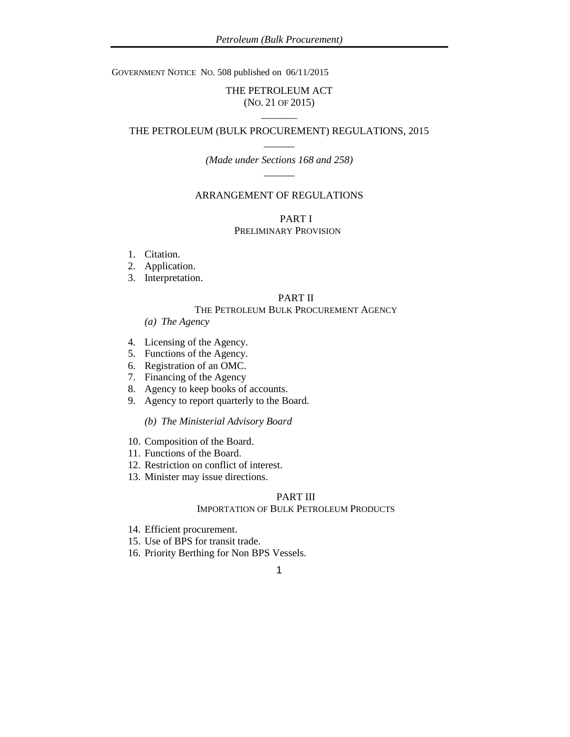GOVERNMENT NOTICE NO. 508 published on 06/11/2015

# THE PETROLEUM ACT
(NO. 21 OF 2015)

______

## THE PETROLEUM (BULK PROCUREMENT) REGULATIONS, 2015

______

*(Made under Sections 168 and 258)*

______

### ARRANGEMENT OF REGULATIONS

#### PART I
PRELIMINARY PROVISION

1. Citation.
2. Application.
3. Interpretation.

#### PART II
THE PETROLEUM BULK PROCUREMENT AGENCY

*(a) The Agency*

4. Licensing of the Agency.
5. Functions of the Agency.
6. Registration of an OMC.
7. Financing of the Agency
8. Agency to keep books of accounts.
9. Agency to report quarterly to the Board.

*(b) The Ministerial Advisory Board*

10. Composition of the Board.
11. Functions of the Board.
12. Restriction on conflict of interest.
13. Minister may issue directions.

#### PART III
IMPORTATION OF BULK PETROLEUM PRODUCTS

14. Efficient procurement.
15. Use of BPS for transit trade.
16. Priority Berthing for Non BPS Vessels.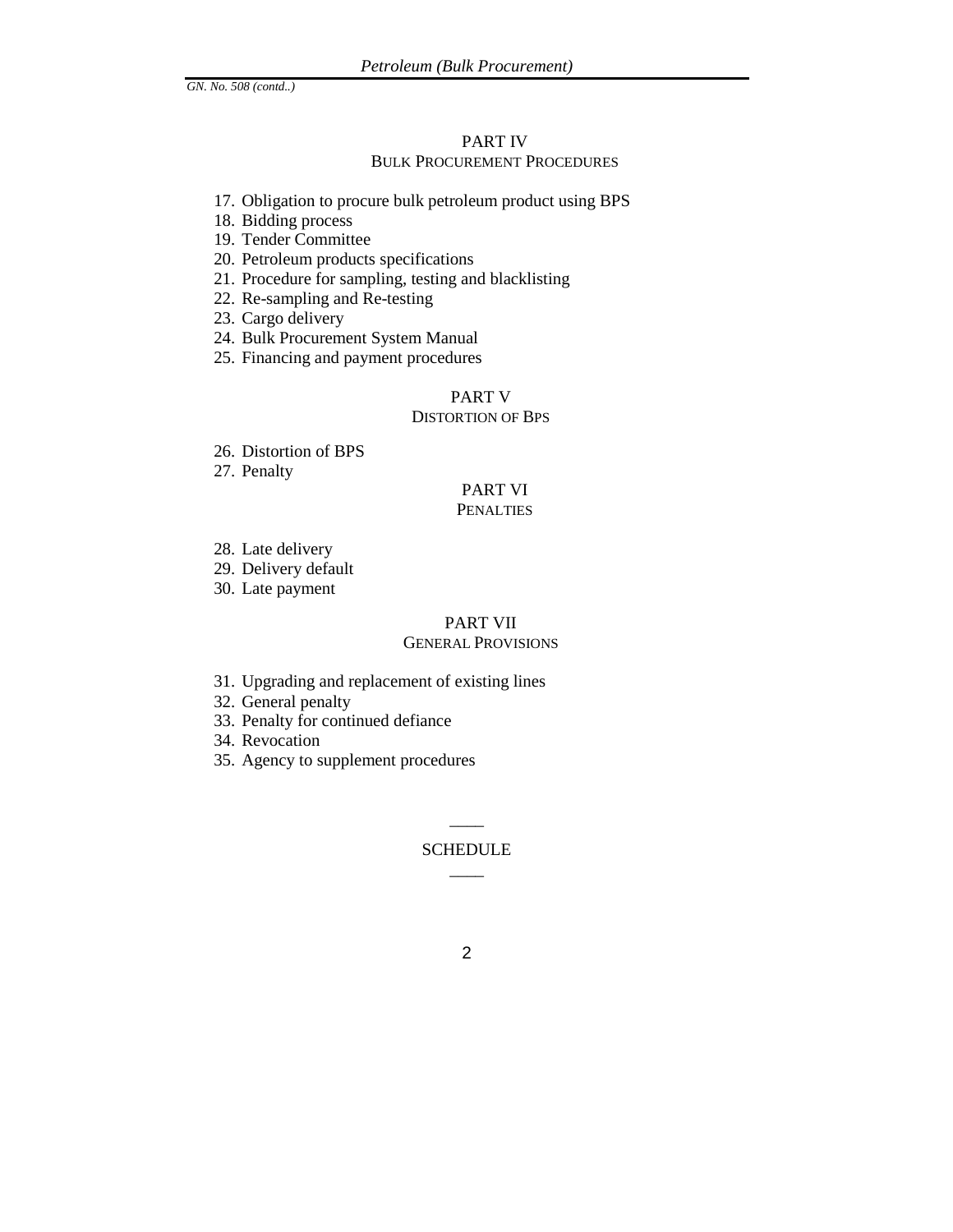## PART IV
### BULK PROCUREMENT PROCEDURES

17. Obligation to procure bulk petroleum product using BPS
18. Bidding process
19. Tender Committee
20. Petroleum products specifications
21. Procedure for sampling, testing and blacklisting
22. Re-sampling and Re-testing
23. Cargo delivery
24. Bulk Procurement System Manual
25. Financing and payment procedures

## PART V
### DISTORTION OF BPS

26. Distortion of BPS
27. Penalty

## PART VI
### PENALTIES

28. Late delivery
29. Delivery default
30. Late payment

## PART VII
### GENERAL PROVISIONS

31. Upgrading and replacement of existing lines
32. General penalty
33. Penalty for continued defiance
34. Revocation
35. Agency to supplement procedures

____

SCHEDULE

____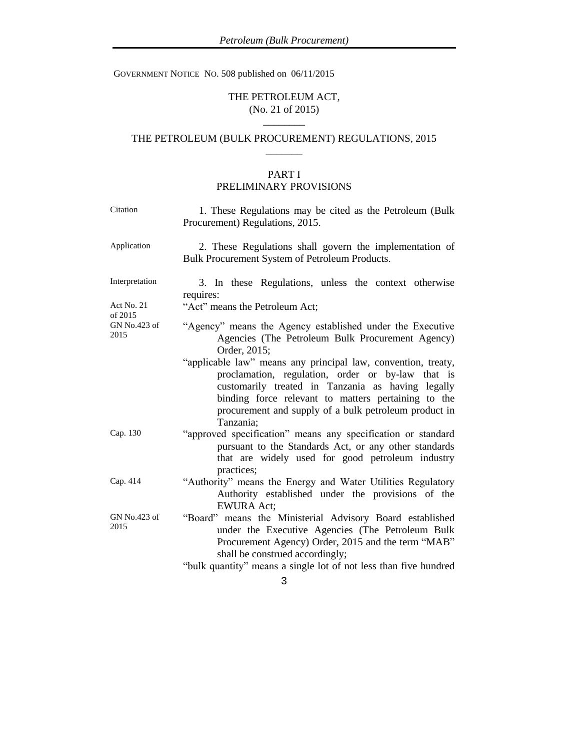GOVERNMENT NOTICE NO. 508 published on 06/11/2015

THE PETROLEUM ACT,
(No. 21 of 2015)

________

# THE PETROLEUM (BULK PROCUREMENT) REGULATIONS, 2015

_______

## PART I
## PRELIMINARY PROVISIONS

Citation

1. These Regulations may be cited as the Petroleum (Bulk Procurement) Regulations, 2015.

Application

2. These Regulations shall govern the implementation of Bulk Procurement System of Petroleum Products.

Interpretation

3. In these Regulations, unless the context otherwise requires:

Act No. 21 of 2015

"Act" means the Petroleum Act;

GN No.423 of 2015

"Agency" means the Agency established under the Executive Agencies (The Petroleum Bulk Procurement Agency) Order, 2015;

"applicable law" means any principal law, convention, treaty, proclamation, regulation, order or by-law that is customarily treated in Tanzania as having legally binding force relevant to matters pertaining to the procurement and supply of a bulk petroleum product in Tanzania;

Cap. 130

"approved specification" means any specification or standard pursuant to the Standards Act, or any other standards that are widely used for good petroleum industry practices;

Cap. 414

"Authority" means the Energy and Water Utilities Regulatory Authority established under the provisions of the EWURA Act;

GN No.423 of 2015

"Board" means the Ministerial Advisory Board established under the Executive Agencies (The Petroleum Bulk Procurement Agency) Order, 2015 and the term "MAB" shall be construed accordingly;

"bulk quantity" means a single lot of not less than five hundred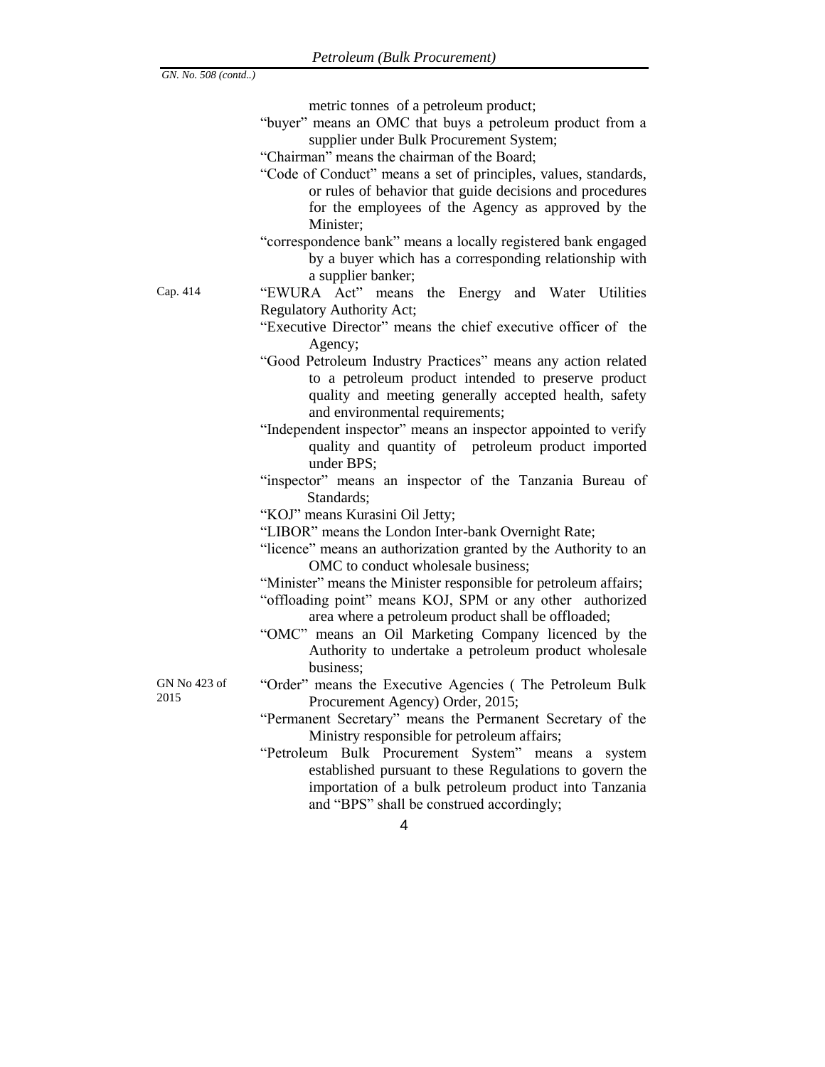*GN. No. 508 (contd..)*

metric tonnes of a petroleum product;

"buyer" means an OMC that buys a petroleum product from a supplier under Bulk Procurement System;

"Chairman" means the chairman of the Board;

"Code of Conduct" means a set of principles, values, standards, or rules of behavior that guide decisions and procedures for the employees of the Agency as approved by the Minister;

"correspondence bank" means a locally registered bank engaged by a buyer which has a corresponding relationship with a supplier banker;

Cap. 414

"EWURA Act" means the Energy and Water Utilities Regulatory Authority Act;

"Executive Director" means the chief executive officer of the Agency;

"Good Petroleum Industry Practices" means any action related to a petroleum product intended to preserve product quality and meeting generally accepted health, safety and environmental requirements;

"Independent inspector" means an inspector appointed to verify quality and quantity of petroleum product imported under BPS;

"inspector" means an inspector of the Tanzania Bureau of Standards;

"KOJ" means Kurasini Oil Jetty;

"LIBOR" means the London Inter-bank Overnight Rate;

"licence" means an authorization granted by the Authority to an OMC to conduct wholesale business;

"Minister" means the Minister responsible for petroleum affairs;

"offloading point" means KOJ, SPM or any other authorized area where a petroleum product shall be offloaded;

"OMC" means an Oil Marketing Company licenced by the Authority to undertake a petroleum product wholesale business;

GN No 423 of 2015

"Order" means the Executive Agencies ( The Petroleum Bulk Procurement Agency) Order, 2015;

"Permanent Secretary" means the Permanent Secretary of the Ministry responsible for petroleum affairs;

"Petroleum Bulk Procurement System" means a system established pursuant to these Regulations to govern the importation of a bulk petroleum product into Tanzania and "BPS" shall be construed accordingly;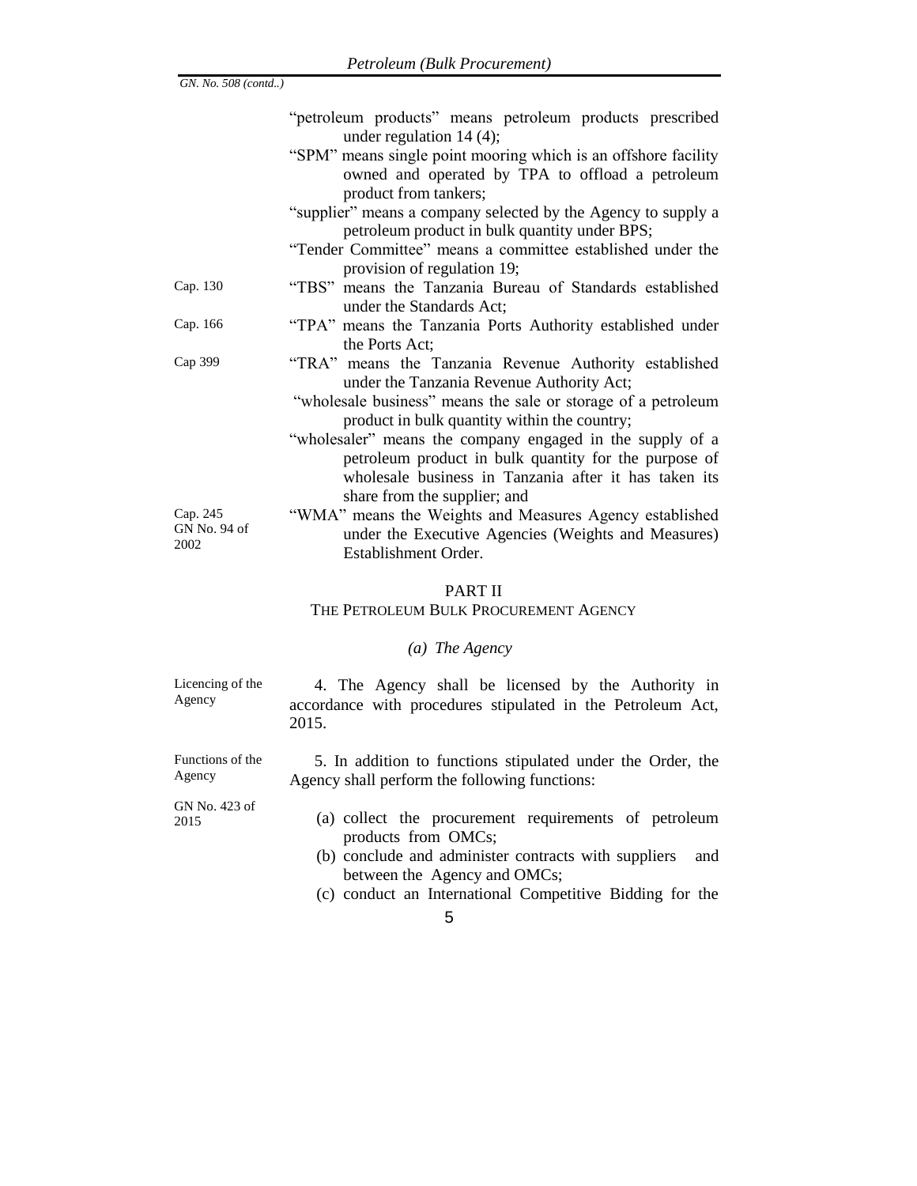*GN. No. 508 (contd..)*

"petroleum products" means petroleum products prescribed under regulation 14 (4);

"SPM" means single point mooring which is an offshore facility owned and operated by TPA to offload a petroleum product from tankers;

"supplier" means a company selected by the Agency to supply a petroleum product in bulk quantity under BPS;

"Tender Committee" means a committee established under the provision of regulation 19;

Cap. 130 — "TBS" means the Tanzania Bureau of Standards established under the Standards Act;

Cap. 166 — "TPA" means the Tanzania Ports Authority established under the Ports Act;

Cap 399 — "TRA" means the Tanzania Revenue Authority established under the Tanzania Revenue Authority Act;

"wholesale business" means the sale or storage of a petroleum product in bulk quantity within the country;

"wholesaler" means the company engaged in the supply of a petroleum product in bulk quantity for the purpose of wholesale business in Tanzania after it has taken its share from the supplier; and

Cap. 245 GN No. 94 of 2002 — "WMA" means the Weights and Measures Agency established under the Executive Agencies (Weights and Measures) Establishment Order.

## PART II

## THE PETROLEUM BULK PROCUREMENT AGENCY

### *(a) The Agency*

Licencing of the Agency

4. The Agency shall be licensed by the Authority in accordance with procedures stipulated in the Petroleum Act, 2015.

Functions of the Agency

GN No. 423 of 2015

5. In addition to functions stipulated under the Order, the Agency shall perform the following functions:

(a) collect the procurement requirements of petroleum products from OMCs;

(b) conclude and administer contracts with suppliers and between the Agency and OMCs;

(c) conduct an International Competitive Bidding for the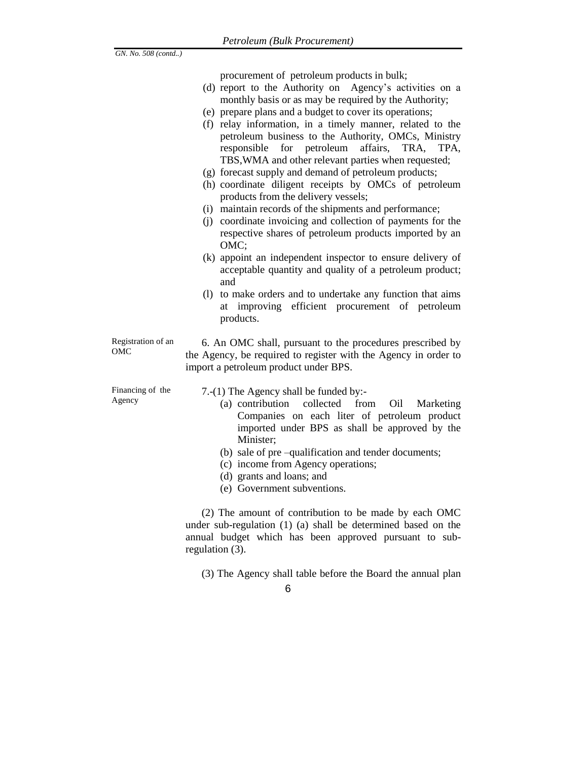procurement of petroleum products in bulk;

(d) report to the Authority on Agency's activities on a monthly basis or as may be required by the Authority;

(e) prepare plans and a budget to cover its operations;

(f) relay information, in a timely manner, related to the petroleum business to the Authority, OMCs, Ministry responsible for petroleum affairs, TRA, TPA, TBS,WMA and other relevant parties when requested;

(g) forecast supply and demand of petroleum products;

(h) coordinate diligent receipts by OMCs of petroleum products from the delivery vessels;

(i) maintain records of the shipments and performance;

(j) coordinate invoicing and collection of payments for the respective shares of petroleum products imported by an OMC;

(k) appoint an independent inspector to ensure delivery of acceptable quantity and quality of a petroleum product; and

(l) to make orders and to undertake any function that aims at improving efficient procurement of petroleum products.

Registration of an OMC

6. An OMC shall, pursuant to the procedures prescribed by the Agency, be required to register with the Agency in order to import a petroleum product under BPS.

Financing of the Agency

7.-(1) The Agency shall be funded by:-

(a) contribution collected from Oil Marketing Companies on each liter of petroleum product imported under BPS as shall be approved by the Minister;

(b) sale of pre –qualification and tender documents;

(c) income from Agency operations;

(d) grants and loans; and

(e) Government subventions.

(2) The amount of contribution to be made by each OMC under sub-regulation (1) (a) shall be determined based on the annual budget which has been approved pursuant to sub-regulation (3).

(3) The Agency shall table before the Board the annual plan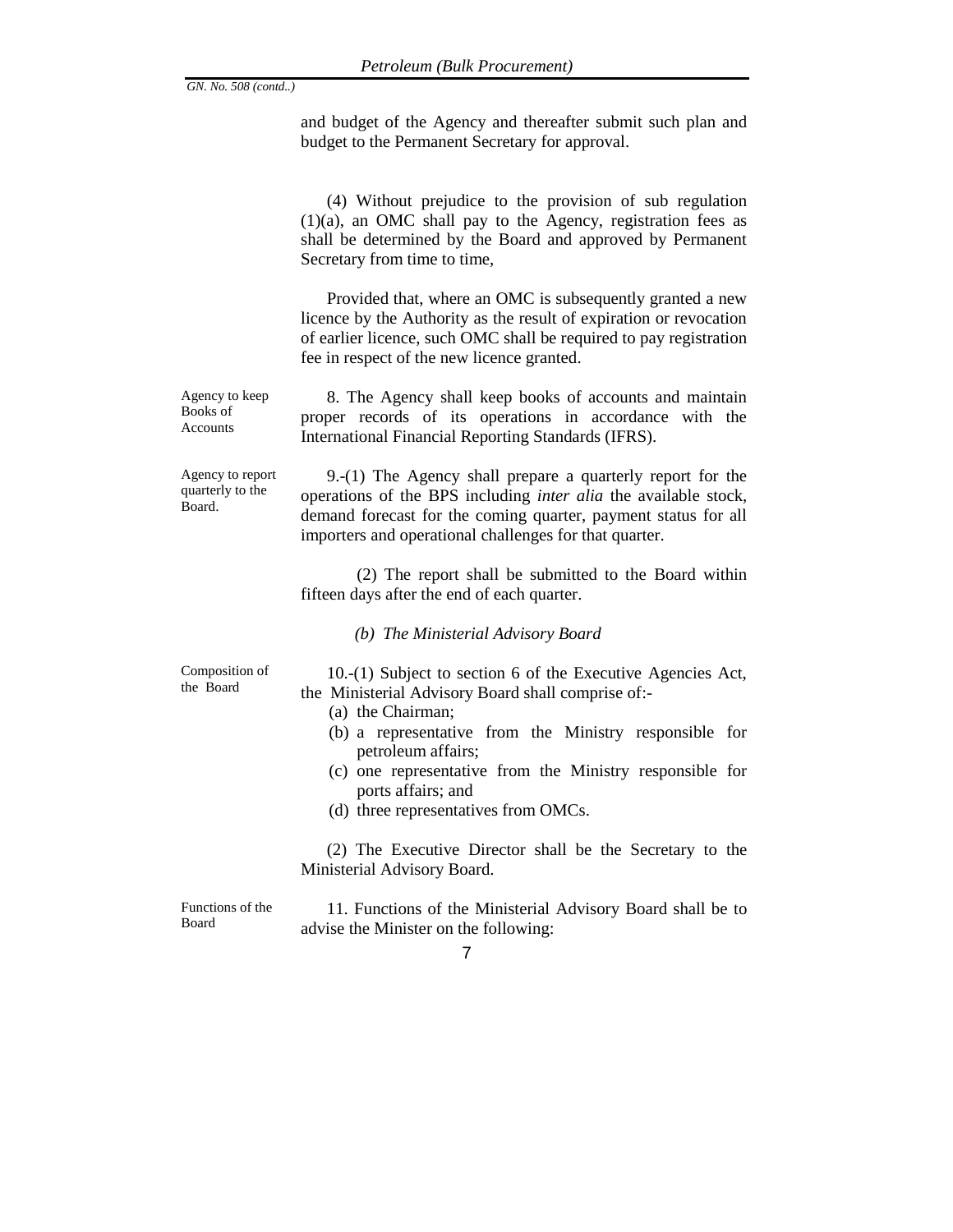and budget of the Agency and thereafter submit such plan and budget to the Permanent Secretary for approval.

(4) Without prejudice to the provision of sub regulation (1)(a), an OMC shall pay to the Agency, registration fees as shall be determined by the Board and approved by Permanent Secretary from time to time,

Provided that, where an OMC is subsequently granted a new licence by the Authority as the result of expiration or revocation of earlier licence, such OMC shall be required to pay registration fee in respect of the new licence granted.

Agency to keep Books of Accounts

8. The Agency shall keep books of accounts and maintain proper records of its operations in accordance with the International Financial Reporting Standards (IFRS).

Agency to report quarterly to the Board.

9.-(1) The Agency shall prepare a quarterly report for the operations of the BPS including *inter alia* the available stock, demand forecast for the coming quarter, payment status for all importers and operational challenges for that quarter.

(2) The report shall be submitted to the Board within fifteen days after the end of each quarter.

*(b) The Ministerial Advisory Board*

Composition of the Board

10.-(1) Subject to section 6 of the Executive Agencies Act, the Ministerial Advisory Board shall comprise of:-

(a) the Chairman;
(b) a representative from the Ministry responsible for petroleum affairs;
(c) one representative from the Ministry responsible for ports affairs; and
(d) three representatives from OMCs.

(2) The Executive Director shall be the Secretary to the Ministerial Advisory Board.

Functions of the Board

11. Functions of the Ministerial Advisory Board shall be to advise the Minister on the following: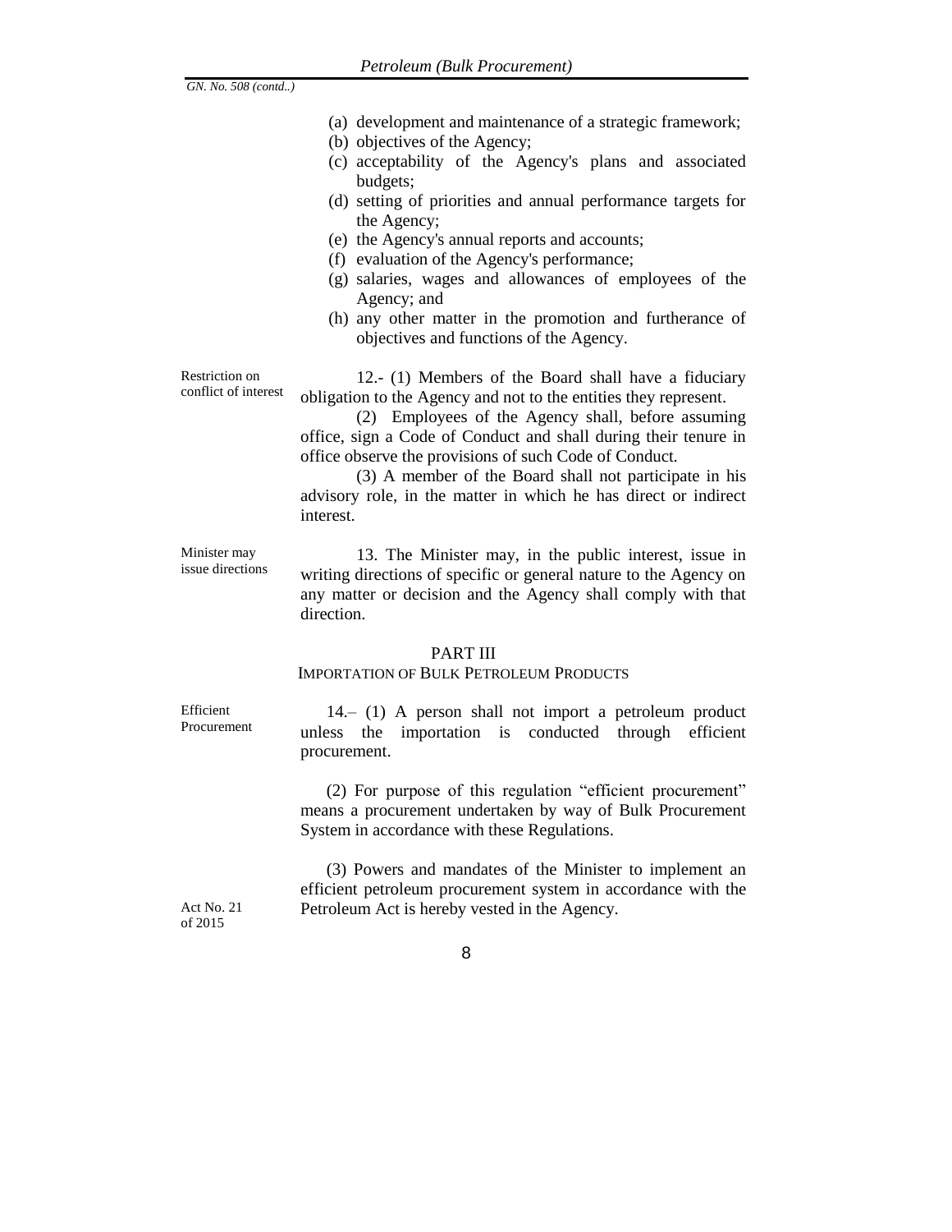(a) development and maintenance of a strategic framework;
(b) objectives of the Agency;
(c) acceptability of the Agency's plans and associated budgets;
(d) setting of priorities and annual performance targets for the Agency;
(e) the Agency's annual reports and accounts;
(f) evaluation of the Agency's performance;
(g) salaries, wages and allowances of employees of the Agency; and
(h) any other matter in the promotion and furtherance of objectives and functions of the Agency.

Restriction on conflict of interest

12.- (1) Members of the Board shall have a fiduciary obligation to the Agency and not to the entities they represent.

(2) Employees of the Agency shall, before assuming office, sign a Code of Conduct and shall during their tenure in office observe the provisions of such Code of Conduct.

(3) A member of the Board shall not participate in his advisory role, in the matter in which he has direct or indirect interest.

Minister may issue directions

13. The Minister may, in the public interest, issue in writing directions of specific or general nature to the Agency on any matter or decision and the Agency shall comply with that direction.

## PART III
## IMPORTATION OF BULK PETROLEUM PRODUCTS

Efficient Procurement

14.– (1) A person shall not import a petroleum product unless the importation is conducted through efficient procurement.

(2) For purpose of this regulation "efficient procurement" means a procurement undertaken by way of Bulk Procurement System in accordance with these Regulations.

Act No. 21 of 2015

(3) Powers and mandates of the Minister to implement an efficient petroleum procurement system in accordance with the Petroleum Act is hereby vested in the Agency.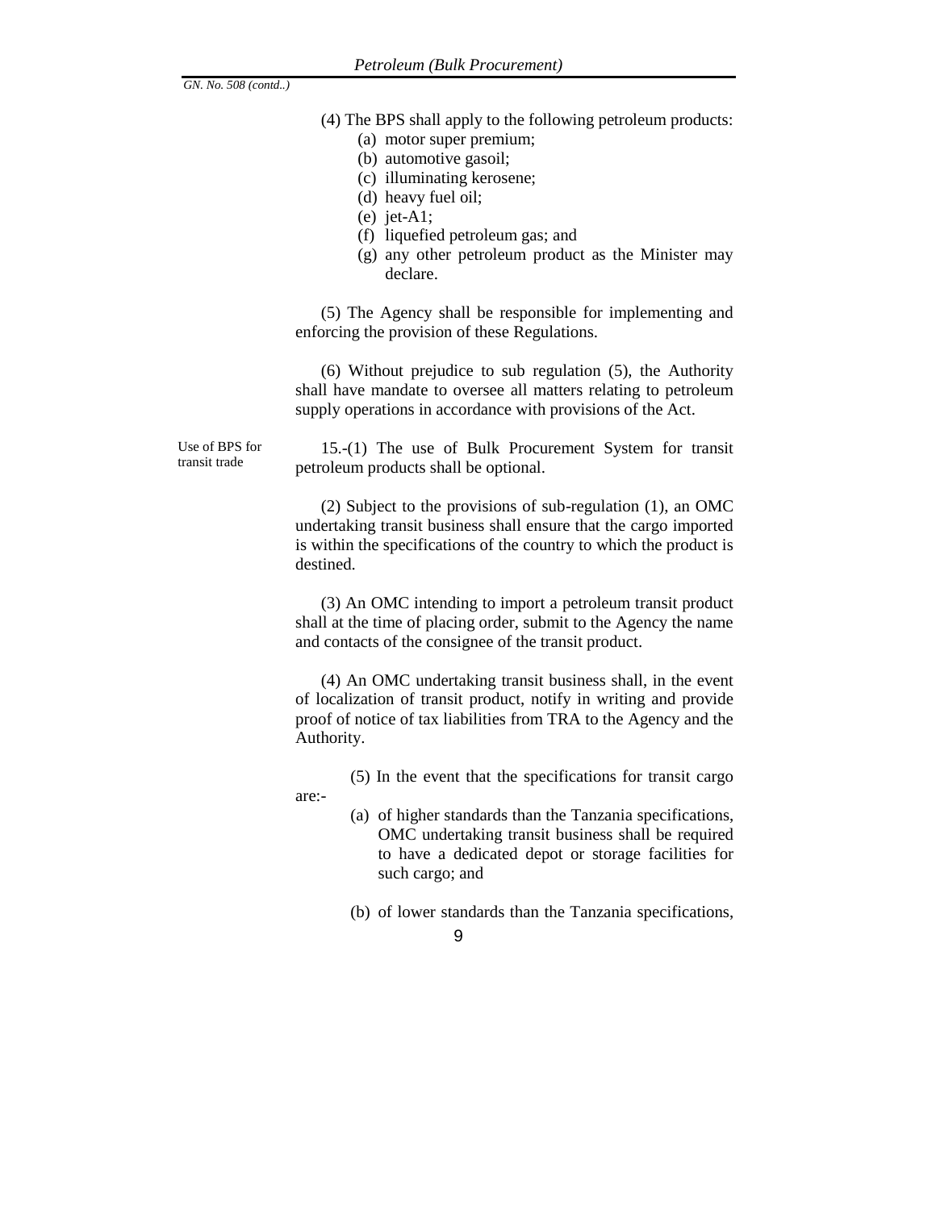(4) The BPS shall apply to the following petroleum products:

(a) motor super premium;
(b) automotive gasoil;
(c) illuminating kerosene;
(d) heavy fuel oil;
(e) jet-A1;
(f) liquefied petroleum gas; and
(g) any other petroleum product as the Minister may declare.

(5) The Agency shall be responsible for implementing and enforcing the provision of these Regulations.

(6) Without prejudice to sub regulation (5), the Authority shall have mandate to oversee all matters relating to petroleum supply operations in accordance with provisions of the Act.

*Use of BPS for transit trade*

15.-(1) The use of Bulk Procurement System for transit petroleum products shall be optional.

(2) Subject to the provisions of sub-regulation (1), an OMC undertaking transit business shall ensure that the cargo imported is within the specifications of the country to which the product is destined.

(3) An OMC intending to import a petroleum transit product shall at the time of placing order, submit to the Agency the name and contacts of the consignee of the transit product.

(4) An OMC undertaking transit business shall, in the event of localization of transit product, notify in writing and provide proof of notice of tax liabilities from TRA to the Agency and the Authority.

(5) In the event that the specifications for transit cargo are:-

(a) of higher standards than the Tanzania specifications, OMC undertaking transit business shall be required to have a dedicated depot or storage facilities for such cargo; and

(b) of lower standards than the Tanzania specifications,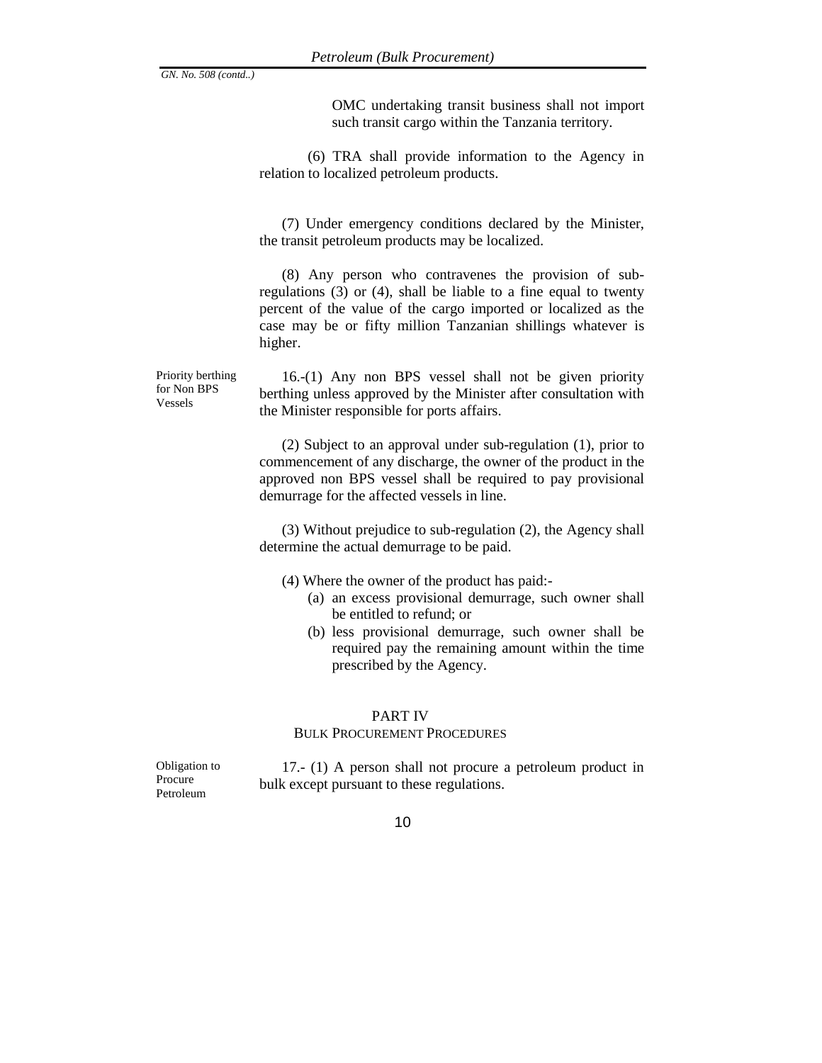OMC undertaking transit business shall not import such transit cargo within the Tanzania territory.

(6) TRA shall provide information to the Agency in relation to localized petroleum products.

(7) Under emergency conditions declared by the Minister, the transit petroleum products may be localized.

(8) Any person who contravenes the provision of sub-regulations (3) or (4), shall be liable to a fine equal to twenty percent of the value of the cargo imported or localized as the case may be or fifty million Tanzanian shillings whatever is higher.

*Priority berthing for Non BPS Vessels*

16.-(1) Any non BPS vessel shall not be given priority berthing unless approved by the Minister after consultation with the Minister responsible for ports affairs.

(2) Subject to an approval under sub-regulation (1), prior to commencement of any discharge, the owner of the product in the approved non BPS vessel shall be required to pay provisional demurrage for the affected vessels in line.

(3) Without prejudice to sub-regulation (2), the Agency shall determine the actual demurrage to be paid.

(4) Where the owner of the product has paid:-

(a) an excess provisional demurrage, such owner shall be entitled to refund; or
(b) less provisional demurrage, such owner shall be required pay the remaining amount within the time prescribed by the Agency.

## PART IV
## BULK PROCUREMENT PROCEDURES

*Obligation to Procure Petroleum*

17.- (1) A person shall not procure a petroleum product in bulk except pursuant to these regulations.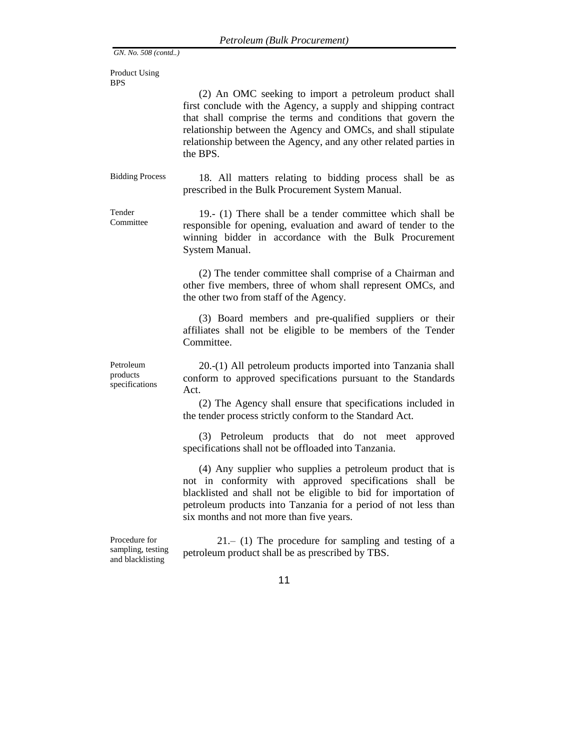Product Using BPS

(2) An OMC seeking to import a petroleum product shall first conclude with the Agency, a supply and shipping contract that shall comprise the terms and conditions that govern the relationship between the Agency and OMCs, and shall stipulate relationship between the Agency, and any other related parties in the BPS.

Bidding Process

18. All matters relating to bidding process shall be as prescribed in the Bulk Procurement System Manual.

Tender Committee

19.- (1) There shall be a tender committee which shall be responsible for opening, evaluation and award of tender to the winning bidder in accordance with the Bulk Procurement System Manual.

(2) The tender committee shall comprise of a Chairman and other five members, three of whom shall represent OMCs, and the other two from staff of the Agency.

(3) Board members and pre-qualified suppliers or their affiliates shall not be eligible to be members of the Tender Committee.

Petroleum products specifications

20.-(1) All petroleum products imported into Tanzania shall conform to approved specifications pursuant to the Standards Act.

(2) The Agency shall ensure that specifications included in the tender process strictly conform to the Standard Act.

(3) Petroleum products that do not meet approved specifications shall not be offloaded into Tanzania.

(4) Any supplier who supplies a petroleum product that is not in conformity with approved specifications shall be blacklisted and shall not be eligible to bid for importation of petroleum products into Tanzania for a period of not less than six months and not more than five years.

Procedure for sampling, testing and blacklisting

21.– (1) The procedure for sampling and testing of a petroleum product shall be as prescribed by TBS.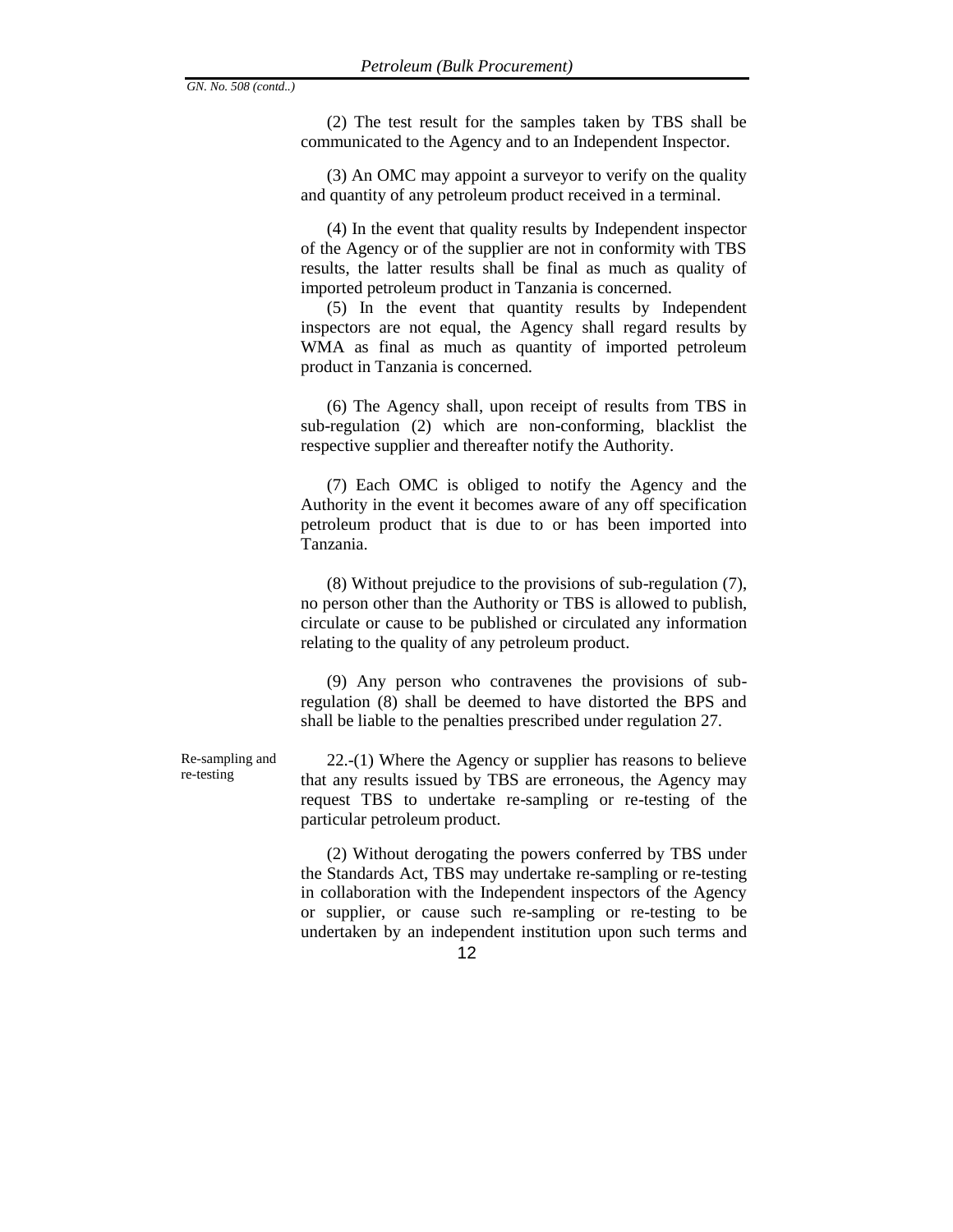(2) The test result for the samples taken by TBS shall be communicated to the Agency and to an Independent Inspector.

(3) An OMC may appoint a surveyor to verify on the quality and quantity of any petroleum product received in a terminal.

(4) In the event that quality results by Independent inspector of the Agency or of the supplier are not in conformity with TBS results, the latter results shall be final as much as quality of imported petroleum product in Tanzania is concerned.

(5) In the event that quantity results by Independent inspectors are not equal, the Agency shall regard results by WMA as final as much as quantity of imported petroleum product in Tanzania is concerned.

(6) The Agency shall, upon receipt of results from TBS in sub-regulation (2) which are non-conforming, blacklist the respective supplier and thereafter notify the Authority.

(7) Each OMC is obliged to notify the Agency and the Authority in the event it becomes aware of any off specification petroleum product that is due to or has been imported into Tanzania.

(8) Without prejudice to the provisions of sub-regulation (7), no person other than the Authority or TBS is allowed to publish, circulate or cause to be published or circulated any information relating to the quality of any petroleum product.

(9) Any person who contravenes the provisions of sub-regulation (8) shall be deemed to have distorted the BPS and shall be liable to the penalties prescribed under regulation 27.

Re-sampling and re-testing

22.-(1) Where the Agency or supplier has reasons to believe that any results issued by TBS are erroneous, the Agency may request TBS to undertake re-sampling or re-testing of the particular petroleum product.

(2) Without derogating the powers conferred by TBS under the Standards Act, TBS may undertake re-sampling or re-testing in collaboration with the Independent inspectors of the Agency or supplier, or cause such re-sampling or re-testing to be undertaken by an independent institution upon such terms and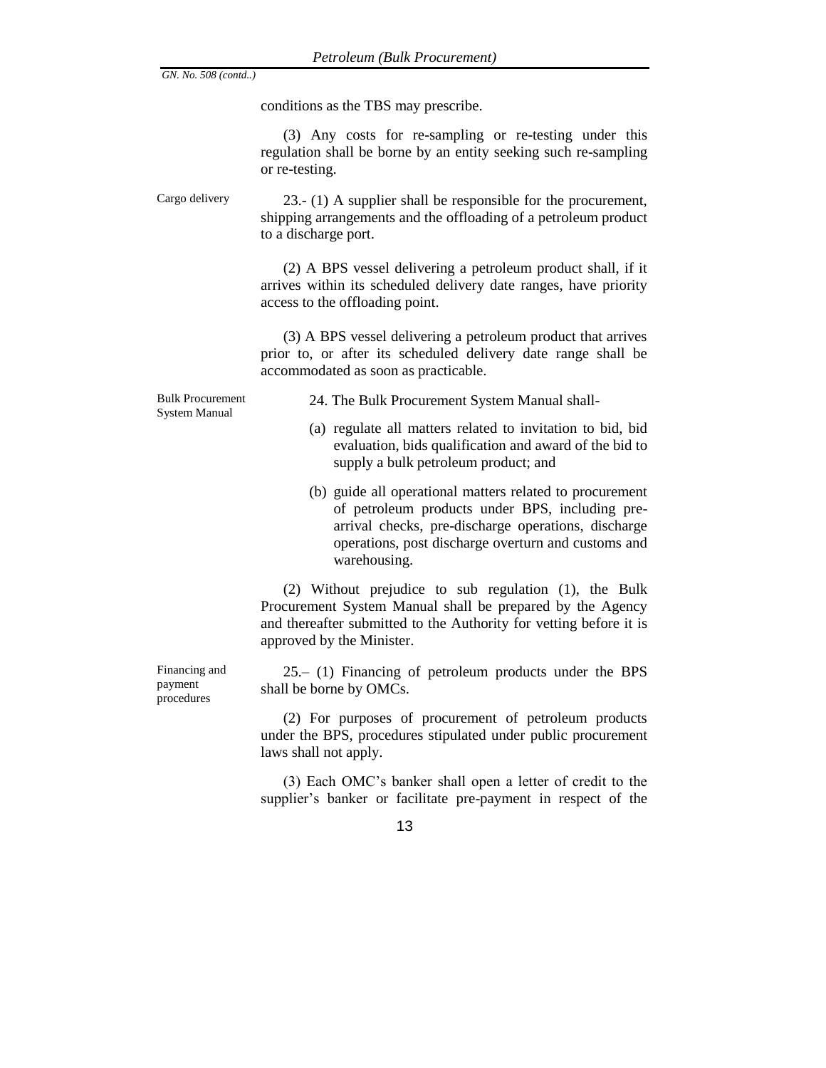conditions as the TBS may prescribe.

(3) Any costs for re-sampling or re-testing under this regulation shall be borne by an entity seeking such re-sampling or re-testing.

Cargo delivery

23.- (1) A supplier shall be responsible for the procurement, shipping arrangements and the offloading of a petroleum product to a discharge port.

(2) A BPS vessel delivering a petroleum product shall, if it arrives within its scheduled delivery date ranges, have priority access to the offloading point.

(3) A BPS vessel delivering a petroleum product that arrives prior to, or after its scheduled delivery date range shall be accommodated as soon as practicable.

Bulk Procurement System Manual

24. The Bulk Procurement System Manual shall-

(a) regulate all matters related to invitation to bid, bid evaluation, bids qualification and award of the bid to supply a bulk petroleum product; and

(b) guide all operational matters related to procurement of petroleum products under BPS, including pre-arrival checks, pre-discharge operations, discharge operations, post discharge overturn and customs and warehousing.

(2) Without prejudice to sub regulation (1), the Bulk Procurement System Manual shall be prepared by the Agency and thereafter submitted to the Authority for vetting before it is approved by the Minister.

Financing and payment procedures

25.– (1) Financing of petroleum products under the BPS shall be borne by OMCs.

(2) For purposes of procurement of petroleum products under the BPS, procedures stipulated under public procurement laws shall not apply.

(3) Each OMC's banker shall open a letter of credit to the supplier's banker or facilitate pre-payment in respect of the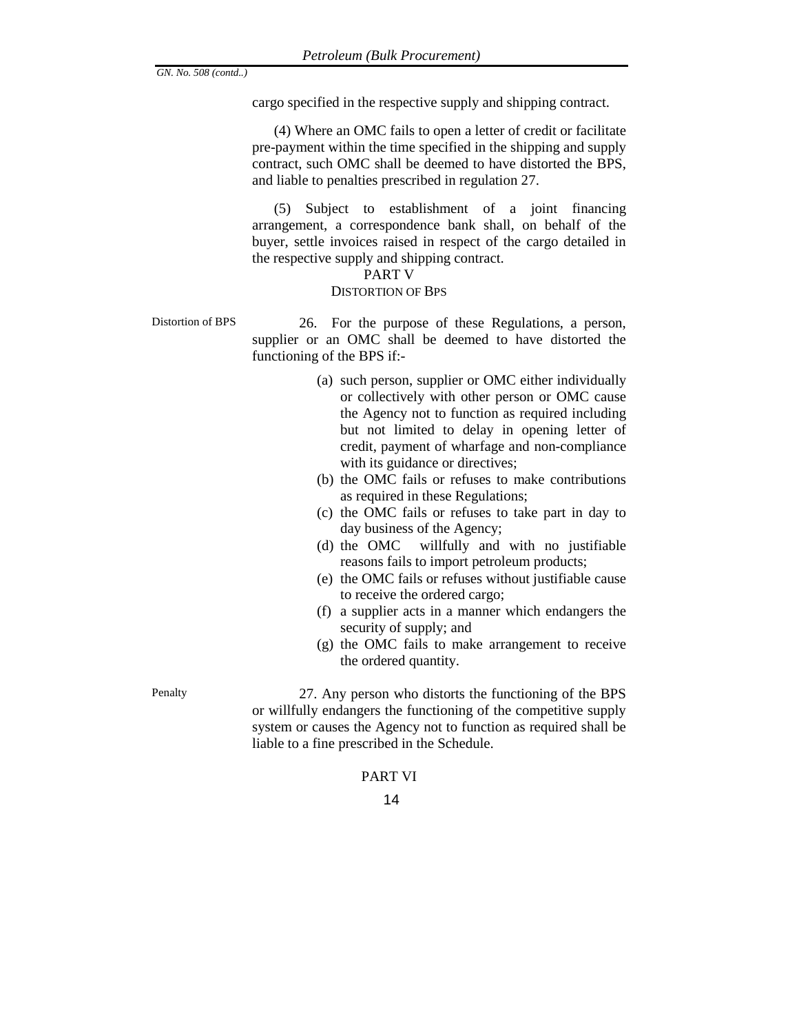cargo specified in the respective supply and shipping contract.

(4) Where an OMC fails to open a letter of credit or facilitate pre-payment within the time specified in the shipping and supply contract, such OMC shall be deemed to have distorted the BPS, and liable to penalties prescribed in regulation 27.

(5) Subject to establishment of a joint financing arrangement, a correspondence bank shall, on behalf of the buyer, settle invoices raised in respect of the cargo detailed in the respective supply and shipping contract.

## PART V
## DISTORTION OF BPS

Distortion of BPS

26. For the purpose of these Regulations, a person, supplier or an OMC shall be deemed to have distorted the functioning of the BPS if:-

(a) such person, supplier or OMC either individually or collectively with other person or OMC cause the Agency not to function as required including but not limited to delay in opening letter of credit, payment of wharfage and non-compliance with its guidance or directives;
(b) the OMC fails or refuses to make contributions as required in these Regulations;
(c) the OMC fails or refuses to take part in day to day business of the Agency;
(d) the OMC willfully and with no justifiable reasons fails to import petroleum products;
(e) the OMC fails or refuses without justifiable cause to receive the ordered cargo;
(f) a supplier acts in a manner which endangers the security of supply; and
(g) the OMC fails to make arrangement to receive the ordered quantity.

Penalty

27. Any person who distorts the functioning of the BPS or willfully endangers the functioning of the competitive supply system or causes the Agency not to function as required shall be liable to a fine prescribed in the Schedule.

## PART VI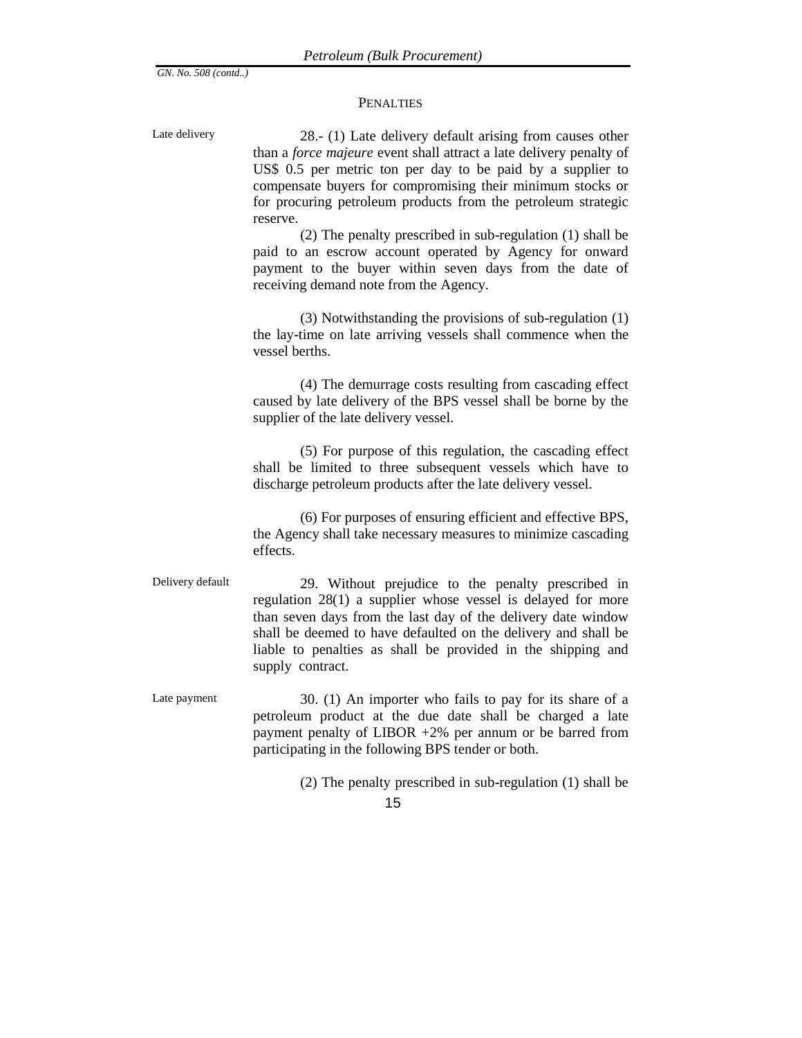## PENALTIES

**Late delivery**

28.- (1) Late delivery default arising from causes other than a *force majeure* event shall attract a late delivery penalty of US$ 0.5 per metric ton per day to be paid by a supplier to compensate buyers for compromising their minimum stocks or for procuring petroleum products from the petroleum strategic reserve.

(2) The penalty prescribed in sub-regulation (1) shall be paid to an escrow account operated by Agency for onward payment to the buyer within seven days from the date of receiving demand note from the Agency.

(3) Notwithstanding the provisions of sub-regulation (1) the lay-time on late arriving vessels shall commence when the vessel berths.

(4) The demurrage costs resulting from cascading effect caused by late delivery of the BPS vessel shall be borne by the supplier of the late delivery vessel.

(5) For purpose of this regulation, the cascading effect shall be limited to three subsequent vessels which have to discharge petroleum products after the late delivery vessel.

(6) For purposes of ensuring efficient and effective BPS, the Agency shall take necessary measures to minimize cascading effects.

**Delivery default**

29. Without prejudice to the penalty prescribed in regulation 28(1) a supplier whose vessel is delayed for more than seven days from the last day of the delivery date window shall be deemed to have defaulted on the delivery and shall be liable to penalties as shall be provided in the shipping and supply contract.

**Late payment**

30. (1) An importer who fails to pay for its share of a petroleum product at the due date shall be charged a late payment penalty of LIBOR +2% per annum or be barred from participating in the following BPS tender or both.

(2) The penalty prescribed in sub-regulation (1) shall be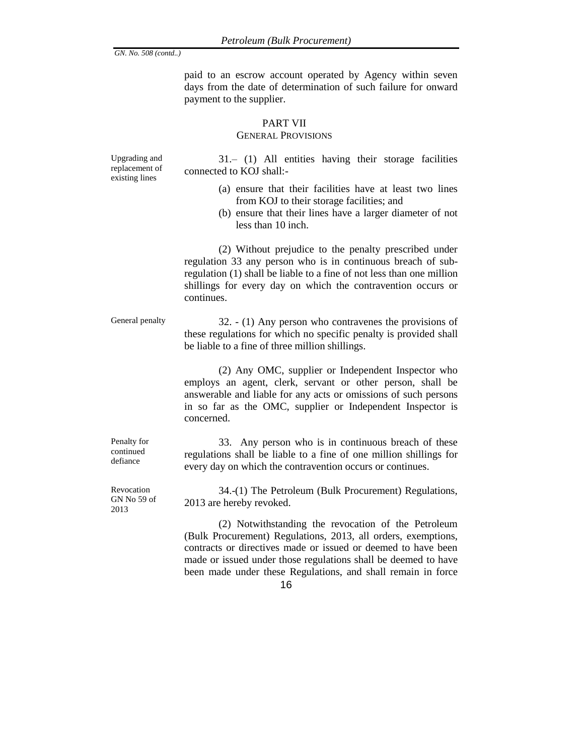paid to an escrow account operated by Agency within seven days from the date of determination of such failure for onward payment to the supplier.

## PART VII
### GENERAL PROVISIONS

*Upgrading and replacement of existing lines*

31.– (1) All entities having their storage facilities connected to KOJ shall:-

(a) ensure that their facilities have at least two lines from KOJ to their storage facilities; and

(b) ensure that their lines have a larger diameter of not less than 10 inch.

(2) Without prejudice to the penalty prescribed under regulation 33 any person who is in continuous breach of sub-regulation (1) shall be liable to a fine of not less than one million shillings for every day on which the contravention occurs or continues.

*General penalty*

32. - (1) Any person who contravenes the provisions of these regulations for which no specific penalty is provided shall be liable to a fine of three million shillings.

(2) Any OMC, supplier or Independent Inspector who employs an agent, clerk, servant or other person, shall be answerable and liable for any acts or omissions of such persons in so far as the OMC, supplier or Independent Inspector is concerned.

*Penalty for continued defiance*

33. Any person who is in continuous breach of these regulations shall be liable to a fine of one million shillings for every day on which the contravention occurs or continues.

*Revocation GN No 59 of 2013*

34.-(1) The Petroleum (Bulk Procurement) Regulations, 2013 are hereby revoked.

(2) Notwithstanding the revocation of the Petroleum (Bulk Procurement) Regulations, 2013, all orders, exemptions, contracts or directives made or issued or deemed to have been made or issued under those regulations shall be deemed to have been made under these Regulations, and shall remain in force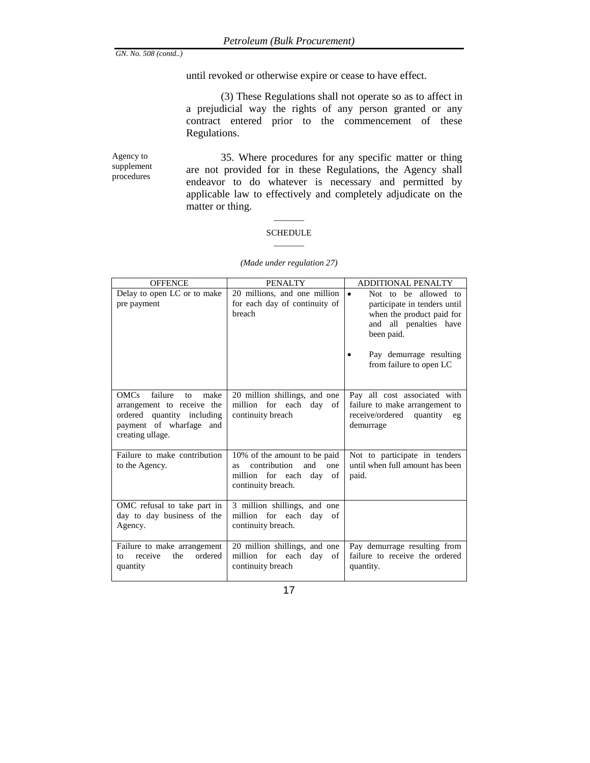until revoked or otherwise expire or cease to have effect.

(3) These Regulations shall not operate so as to affect in a prejudicial way the rights of any person granted or any contract entered prior to the commencement of these Regulations.

Agency to supplement procedures

35. Where procedures for any specific matter or thing are not provided for in these Regulations, the Agency shall endeavor to do whatever is necessary and permitted by applicable law to effectively and completely adjudicate on the matter or thing.

SCHEDULE

*(Made under regulation 27)*

| OFFENCE | PENALTY | ADDITIONAL PENALTY |
|---|---|---|
| Delay to open LC or to make pre payment | 20 millions, and one million for each day of continuity of breach | • Not to be allowed to participate in tenders until when the product paid for and all penalties have been paid.<br>• Pay demurrage resulting from failure to open LC |
| OMCs failure to make arrangement to receive the ordered quantity including payment of wharfage and creating ullage. | 20 million shillings, and one million for each day of continuity breach | Pay all cost associated with failure to make arrangement to receive/ordered quantity eg demurrage |
| Failure to make contribution to the Agency. | 10% of the amount to be paid as contribution and one million for each day of continuity breach. | Not to participate in tenders until when full amount has been paid. |
| OMC refusal to take part in day to day business of the Agency. | 3 million shillings, and one million for each day of continuity breach. | |
| Failure to make arrangement to receive the ordered quantity | 20 million shillings, and one million for each day of continuity breach | Pay demurrage resulting from failure to receive the ordered quantity. |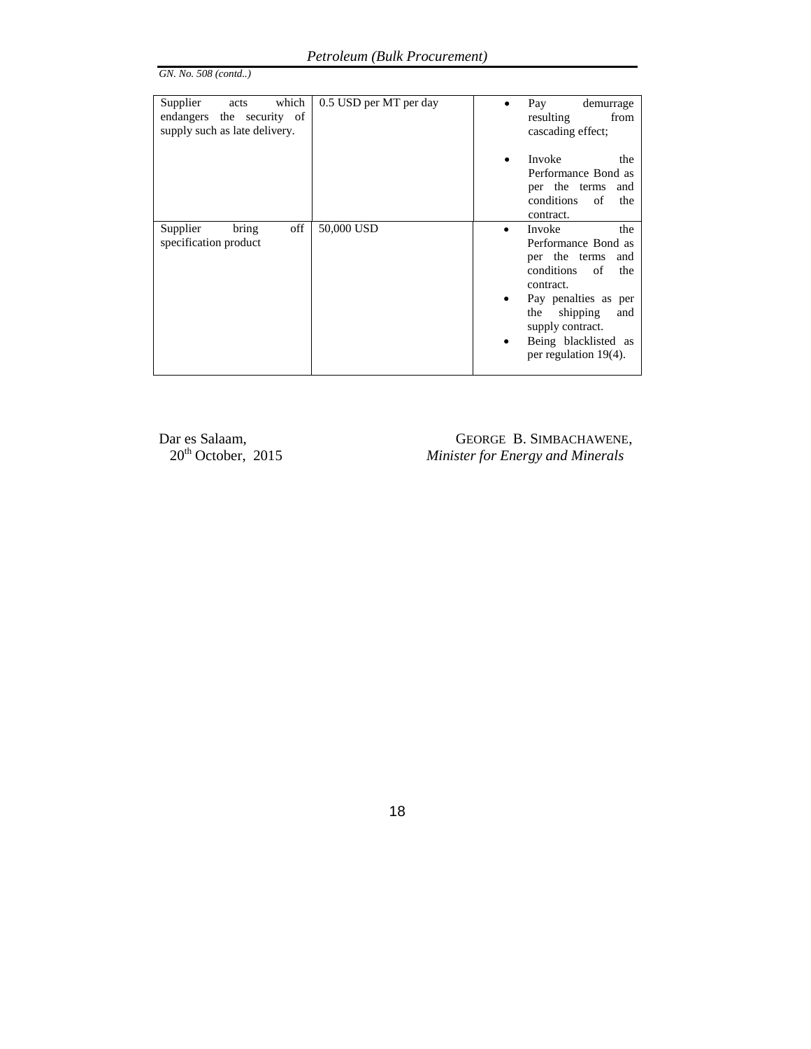*GN. No. 508 (contd..)*

| | | |
|---|---|---|
| Supplier acts which endangers the security of supply such as late delivery. | 0.5 USD per MT per day | • Pay demurrage resulting from cascading effect;<br><br>• Invoke the Performance Bond as per the terms and conditions of the contract. |
| Supplier bring off specification product | 50,000 USD | • Invoke the Performance Bond as per the terms and conditions of the contract.<br>• Pay penalties as per the shipping and supply contract.<br>• Being blacklisted as per regulation 19(4). |

Dar es Salaam,
20th October, 2015

GEORGE B. SIMBACHAWENE,
*Minister for Energy and Minerals*